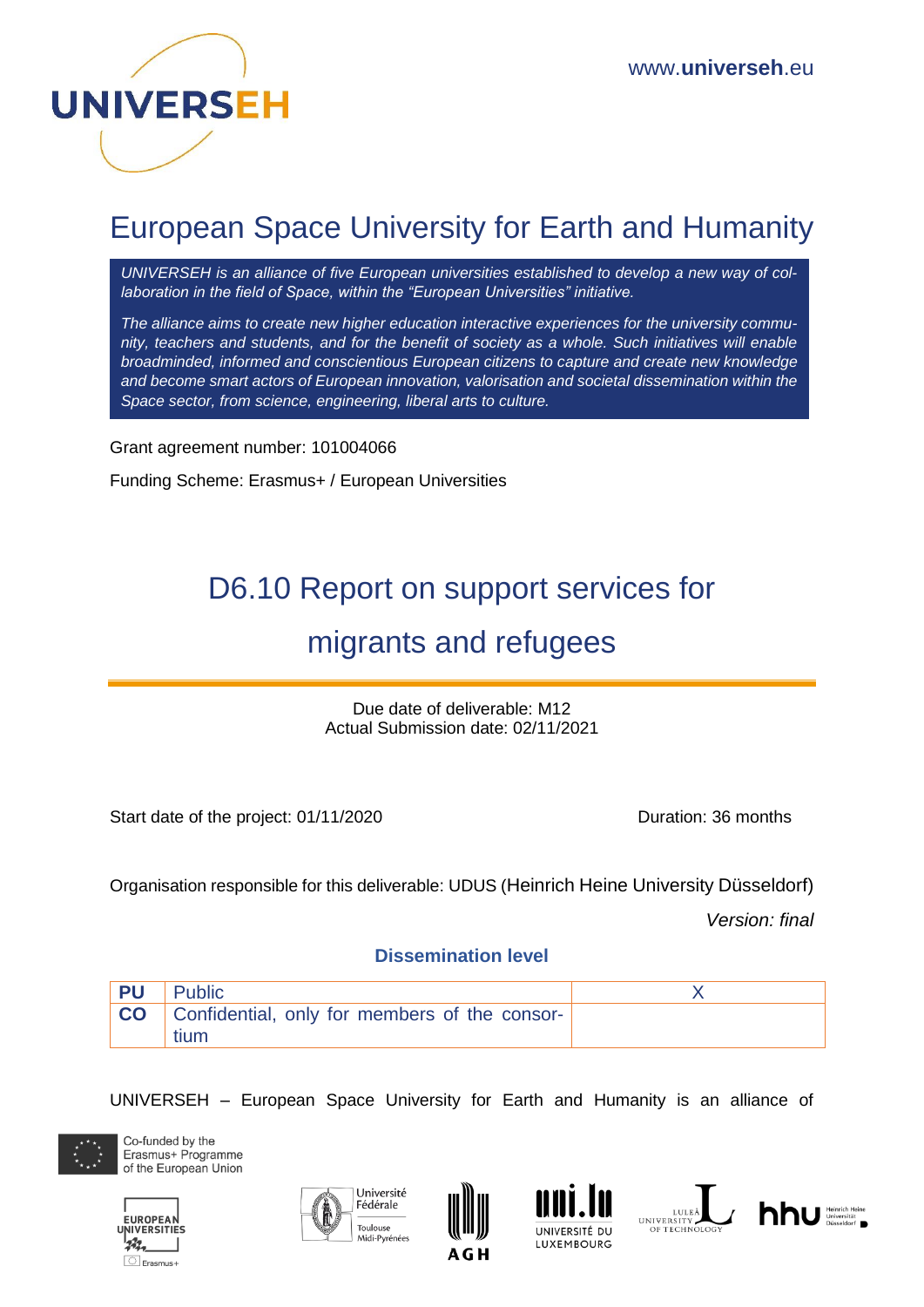www.**universeh**.eu

# European Space University for Earth and Humanity

*UNIVERSEH is an alliance of five European universities established to develop a new way of collaboration in the field of Space, within the "European Universities" initiative.*

*The alliance aims to create new higher education interactive experiences for the university community, teachers and students, and for the benefit of society as a whole. Such initiatives will enable broadminded, informed and conscientious European citizens to capture and create new knowledge and become smart actors of European innovation, valorisation and societal dissemination within the Space sector, from science, engineering, liberal arts to culture.*

Grant agreement number: 101004066

Funding Scheme: Erasmus+ / European Universities

# D6.10 Report on support services for migrants and refugees

Due date of deliverable: M12
Actual Submission date: 02/11/2021

Start date of the project: 01/11/2020 Duration: 36 months

Organisation responsible for this deliverable: UDUS (Heinrich Heine University Düsseldorf)

*Version: final*

**Dissemination level**

| | | |
|---|---|---|
| **PU** | Public | X |
| **CO** | Confidential, only for members of the consortium | |

UNIVERSEH – European Space University for Earth and Humanity is an alliance of

Co-funded by the Erasmus+ Programme of the European Union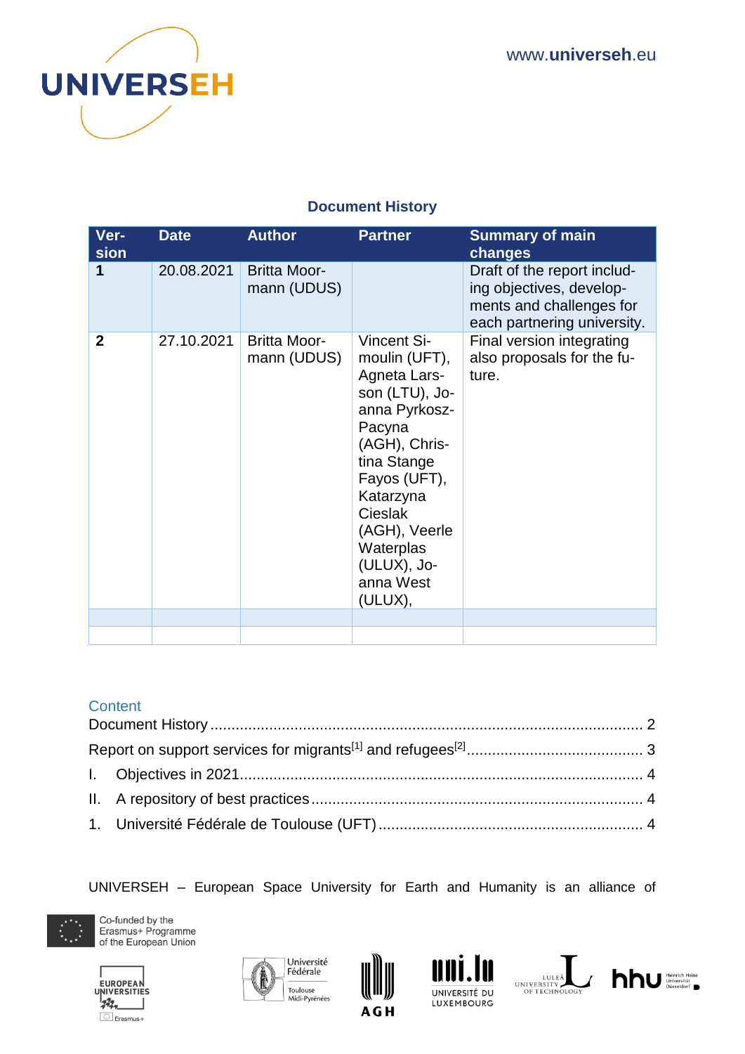## Document History

| Version | Date | Author | Partner | Summary of main changes |
|---|---|---|---|---|
| **1** | 20.08.2021 | Britta Moormann (UDUS) | | Draft of the report including objectives, developments and challenges for each partnering university. |
| **2** | 27.10.2021 | Britta Moormann (UDUS) | Vincent Simoulin (UFT), Agneta Larsson (LTU), Joanna Pyrkosz-Pacyna (AGH), Christina Stange Fayos (UFT), Katarzyna Cieslak (AGH), Veerle Waterplas (ULUX), Joanna West (ULUX), | Final version integrating also proposals for the future. |
| | | | | |
| | | | | |

### Content

Document History ........................................................................................................ 2

Report on support services for migrants[1] and refugees[2] ........................................... 3

I. Objectives in 2021 ................................................................................................. 4

II. A repository of best practices ................................................................................ 4

1. Université Fédérale de Toulouse (UFT) ................................................................ 4

UNIVERSEH – European Space University for Earth and Humanity is an alliance of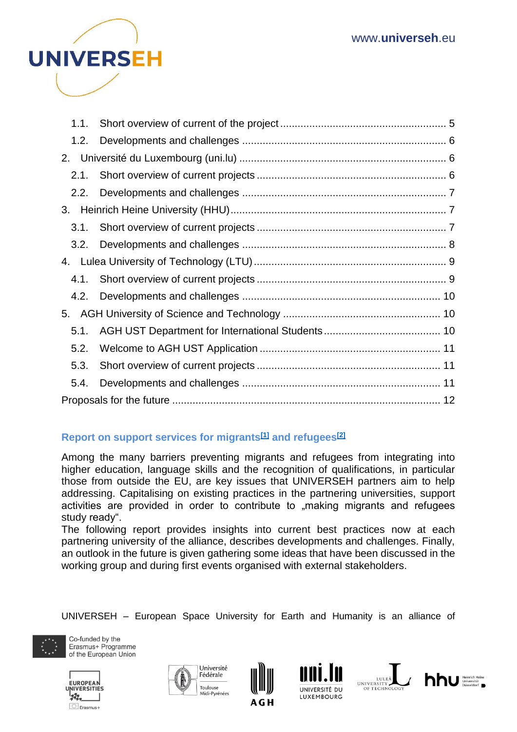1.1. Short overview of current of the project ........................................................ 5

1.2. Developments and challenges ..................................................................... 6

2. Université du Luxembourg (uni.lu) ...................................................................... 6

2.1. Short overview of current projects ................................................................ 6

2.2. Developments and challenges ..................................................................... 7

3. Heinrich Heine University (HHU)......................................................................... 7

3.1. Short overview of current projects ................................................................ 7

3.2. Developments and challenges ..................................................................... 8

4. Lulea University of Technology (LTU).................................................................. 9

4.1. Short overview of current projects ................................................................ 9

4.2. Developments and challenges ................................................................... 10

5. AGH University of Science and Technology ..................................................... 10

5.1. AGH UST Department for International Students ........................................ 10

5.2. Welcome to AGH UST Application ............................................................. 11

5.3. Short overview of current projects .............................................................. 11

5.4. Developments and challenges ................................................................... 11

Proposals for the future ........................................................................................... 12

## Report on support services for migrants[1] and refugees[2]

Among the many barriers preventing migrants and refugees from integrating into higher education, language skills and the recognition of qualifications, in particular those from outside the EU, are key issues that UNIVERSEH partners aim to help addressing. Capitalising on existing practices in the partnering universities, support activities are provided in order to contribute to „making migrants and refugees study ready".

The following report provides insights into current best practices now at each partnering university of the alliance, describes developments and challenges. Finally, an outlook in the future is given gathering some ideas that have been discussed in the working group and during first events organised with external stakeholders.

UNIVERSEH – European Space University for Earth and Humanity is an alliance of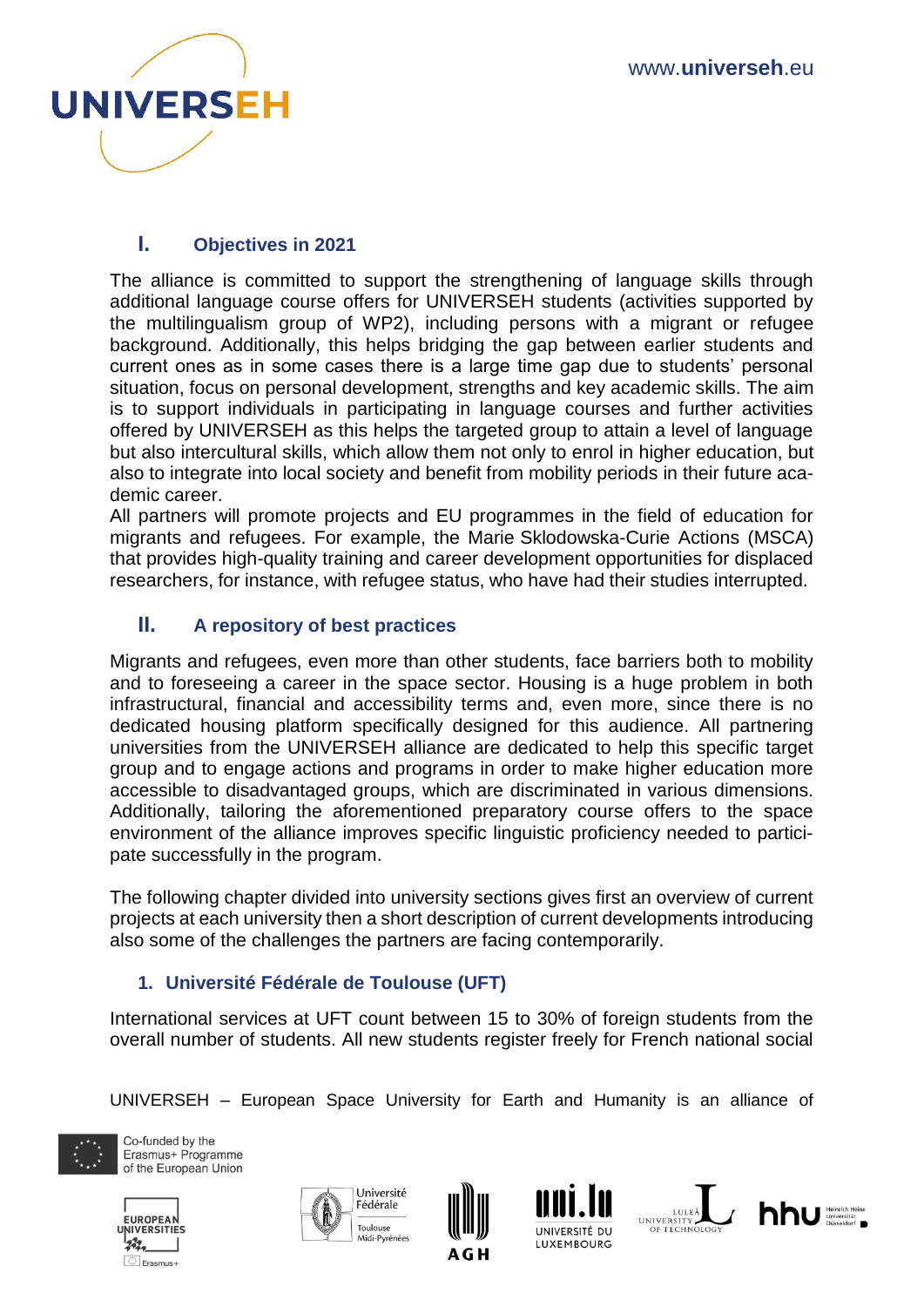## I. Objectives in 2021

The alliance is committed to support the strengthening of language skills through additional language course offers for UNIVERSEH students (activities supported by the multilingualism group of WP2), including persons with a migrant or refugee background. Additionally, this helps bridging the gap between earlier students and current ones as in some cases there is a large time gap due to students' personal situation, focus on personal development, strengths and key academic skills. The aim is to support individuals in participating in language courses and further activities offered by UNIVERSEH as this helps the targeted group to attain a level of language but also intercultural skills, which allow them not only to enrol in higher education, but also to integrate into local society and benefit from mobility periods in their future academic career.

All partners will promote projects and EU programmes in the field of education for migrants and refugees. For example, the Marie Sklodowska-Curie Actions (MSCA) that provides high-quality training and career development opportunities for displaced researchers, for instance, with refugee status, who have had their studies interrupted.

## II. A repository of best practices

Migrants and refugees, even more than other students, face barriers both to mobility and to foreseeing a career in the space sector. Housing is a huge problem in both infrastructural, financial and accessibility terms and, even more, since there is no dedicated housing platform specifically designed for this audience. All partnering universities from the UNIVERSEH alliance are dedicated to help this specific target group and to engage actions and programs in order to make higher education more accessible to disadvantaged groups, which are discriminated in various dimensions. Additionally, tailoring the aforementioned preparatory course offers to the space environment of the alliance improves specific linguistic proficiency needed to participate successfully in the program.

The following chapter divided into university sections gives first an overview of current projects at each university then a short description of current developments introducing also some of the challenges the partners are facing contemporarily.

### 1. Université Fédérale de Toulouse (UFT)

International services at UFT count between 15 to 30% of foreign students from the overall number of students. All new students register freely for French national social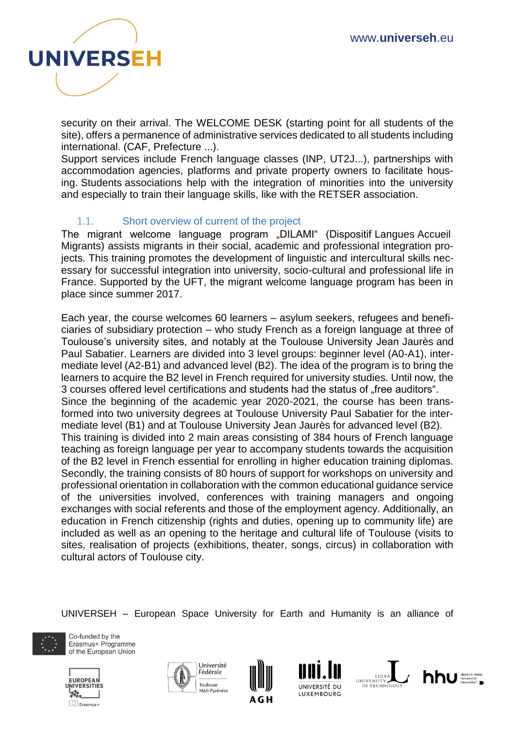security on their arrival. The WELCOME DESK (starting point for all students of the site), offers a permanence of administrative services dedicated to all students including international. (CAF, Prefecture ...).
Support services include French language classes (INP, UT2J...), partnerships with accommodation agencies, platforms and private property owners to facilitate housing. Students associations help with the integration of minorities into the university and especially to train their language skills, like with the RETSER association.

### 1.1. Short overview of current of the project

The migrant welcome language program „DILAMI" (Dispositif Langues Accueil Migrants) assists migrants in their social, academic and professional integration projects. This training promotes the development of linguistic and intercultural skills necessary for successful integration into university, socio-cultural and professional life in France. Supported by the UFT, the migrant welcome language program has been in place since summer 2017.

Each year, the course welcomes 60 learners – asylum seekers, refugees and beneficiaries of subsidiary protection – who study French as a foreign language at three of Toulouse's university sites, and notably at the Toulouse University Jean Jaurès and Paul Sabatier. Learners are divided into 3 level groups: beginner level (A0-A1), intermediate level (A2-B1) and advanced level (B2). The idea of the program is to bring the learners to acquire the B2 level in French required for university studies. Until now, the 3 courses offered level certifications and students had the status of „free auditors".
Since the beginning of the academic year 2020-2021, the course has been transformed into two university degrees at Toulouse University Paul Sabatier for the intermediate level (B1) and at Toulouse University Jean Jaurès for advanced level (B2).
This training is divided into 2 main areas consisting of 384 hours of French language teaching as foreign language per year to accompany students towards the acquisition of the B2 level in French essential for enrolling in higher education training diplomas. Secondly, the training consists of 80 hours of support for workshops on university and professional orientation in collaboration with the common educational guidance service of the universities involved, conferences with training managers and ongoing exchanges with social referents and those of the employment agency. Additionally, an education in French citizenship (rights and duties, opening up to community life) are included as well as an opening to the heritage and cultural life of Toulouse (visits to sites, realisation of projects (exhibitions, theater, songs, circus) in collaboration with cultural actors of Toulouse city.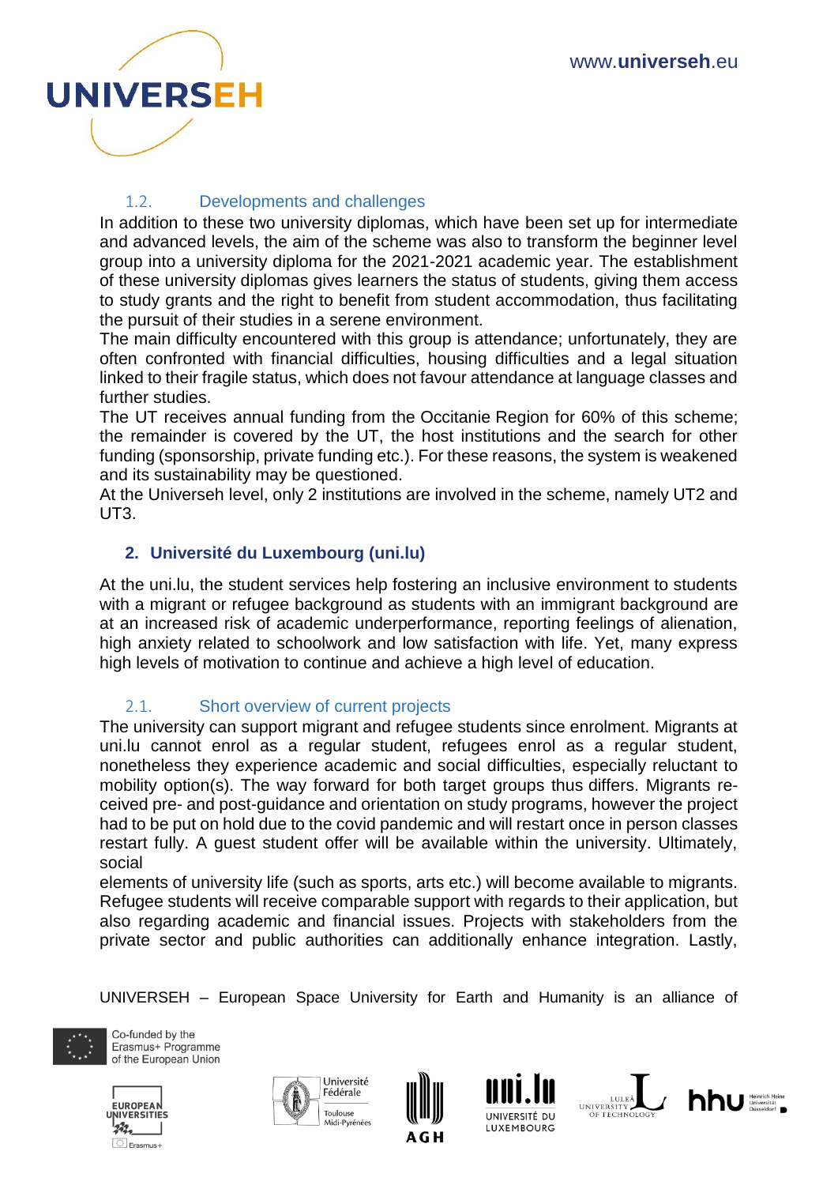### 1.2. Developments and challenges

In addition to these two university diplomas, which have been set up for intermediate and advanced levels, the aim of the scheme was also to transform the beginner level group into a university diploma for the 2021-2021 academic year. The establishment of these university diplomas gives learners the status of students, giving them access to study grants and the right to benefit from student accommodation, thus facilitating the pursuit of their studies in a serene environment.
The main difficulty encountered with this group is attendance; unfortunately, they are often confronted with financial difficulties, housing difficulties and a legal situation linked to their fragile status, which does not favour attendance at language classes and further studies.
The UT receives annual funding from the Occitanie Region for 60% of this scheme; the remainder is covered by the UT, the host institutions and the search for other funding (sponsorship, private funding etc.). For these reasons, the system is weakened and its sustainability may be questioned.
At the Universeh level, only 2 institutions are involved in the scheme, namely UT2 and UT3.

## 2. Université du Luxembourg (uni.lu)

At the uni.lu, the student services help fostering an inclusive environment to students with a migrant or refugee background as students with an immigrant background are at an increased risk of academic underperformance, reporting feelings of alienation, high anxiety related to schoolwork and low satisfaction with life. Yet, many express high levels of motivation to continue and achieve a high level of education.

### 2.1. Short overview of current projects

The university can support migrant and refugee students since enrolment. Migrants at uni.lu cannot enrol as a regular student, refugees enrol as a regular student, nonetheless they experience academic and social difficulties, especially reluctant to mobility option(s). The way forward for both target groups thus differs. Migrants received pre- and post-guidance and orientation on study programs, however the project had to be put on hold due to the covid pandemic and will restart once in person classes restart fully. A guest student offer will be available within the university. Ultimately, social
elements of university life (such as sports, arts etc.) will become available to migrants. Refugee students will receive comparable support with regards to their application, but also regarding academic and financial issues. Projects with stakeholders from the private sector and public authorities can additionally enhance integration. Lastly,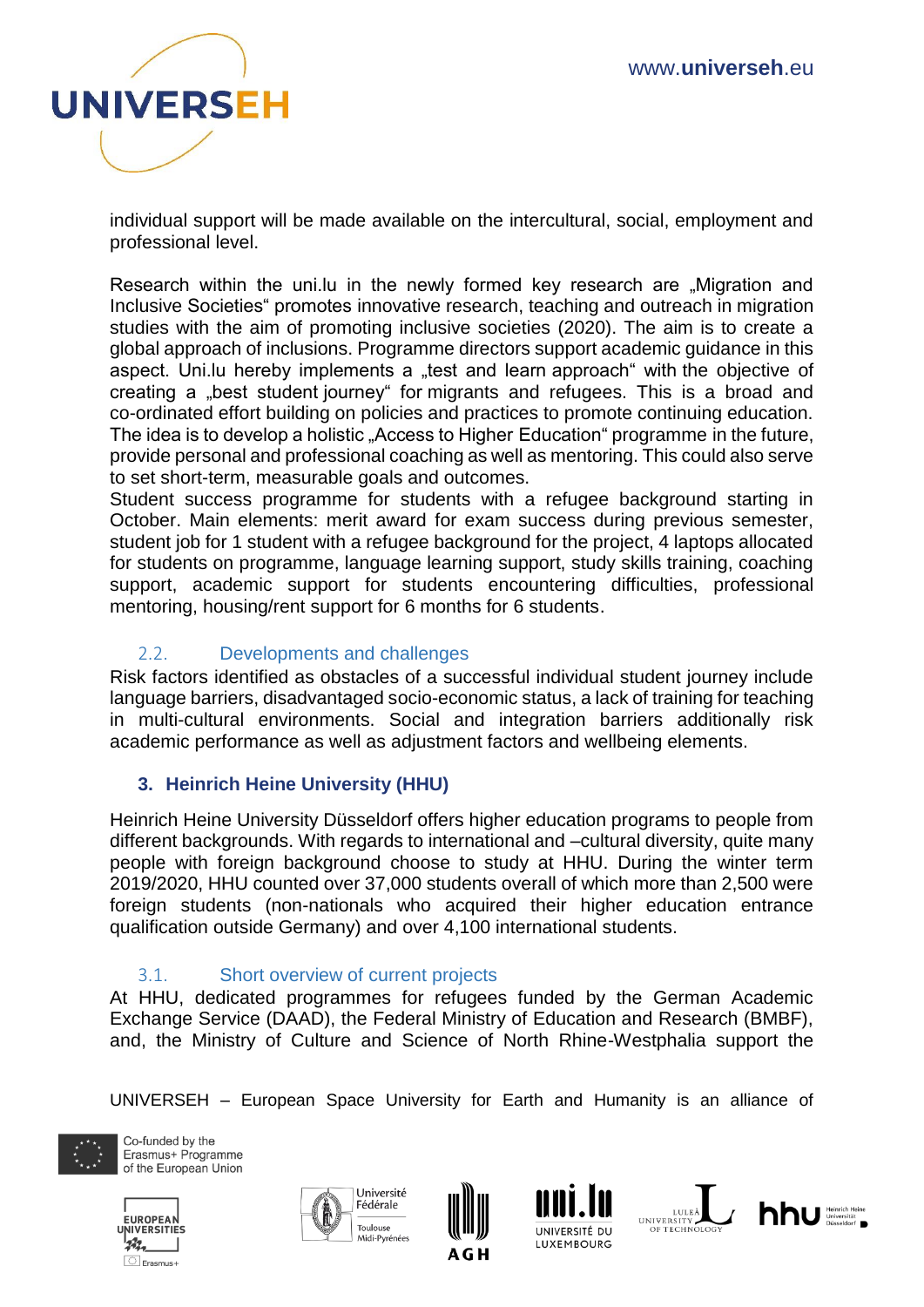individual support will be made available on the intercultural, social, employment and professional level.

Research within the uni.lu in the newly formed key research are „Migration and Inclusive Societies" promotes innovative research, teaching and outreach in migration studies with the aim of promoting inclusive societies (2020). The aim is to create a global approach of inclusions. Programme directors support academic guidance in this aspect. Uni.lu hereby implements a „test and learn approach" with the objective of creating a „best student journey" for migrants and refugees. This is a broad and co-ordinated effort building on policies and practices to promote continuing education. The idea is to develop a holistic „Access to Higher Education" programme in the future, provide personal and professional coaching as well as mentoring. This could also serve to set short-term, measurable goals and outcomes.
Student success programme for students with a refugee background starting in October. Main elements: merit award for exam success during previous semester, student job for 1 student with a refugee background for the project, 4 laptops allocated for students on programme, language learning support, study skills training, coaching support, academic support for students encountering difficulties, professional mentoring, housing/rent support for 6 months for 6 students.

### 2.2. Developments and challenges

Risk factors identified as obstacles of a successful individual student journey include language barriers, disadvantaged socio-economic status, a lack of training for teaching in multi-cultural environments. Social and integration barriers additionally risk academic performance as well as adjustment factors and wellbeing elements.

## 3. Heinrich Heine University (HHU)

Heinrich Heine University Düsseldorf offers higher education programs to people from different backgrounds. With regards to international and –cultural diversity, quite many people with foreign background choose to study at HHU. During the winter term 2019/2020, HHU counted over 37,000 students overall of which more than 2,500 were foreign students (non-nationals who acquired their higher education entrance qualification outside Germany) and over 4,100 international students.

### 3.1. Short overview of current projects

At HHU, dedicated programmes for refugees funded by the German Academic Exchange Service (DAAD), the Federal Ministry of Education and Research (BMBF), and, the Ministry of Culture and Science of North Rhine-Westphalia support the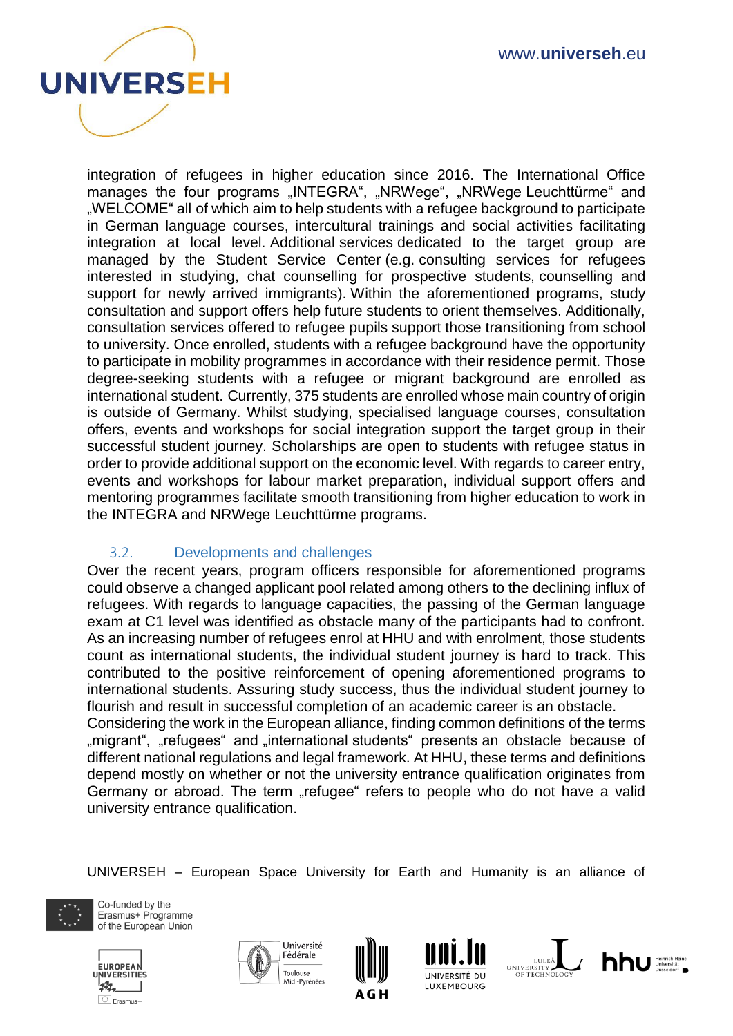integration of refugees in higher education since 2016. The International Office manages the four programs „INTEGRA", „NRWege", „NRWege Leuchttürme" and „WELCOME" all of which aim to help students with a refugee background to participate in German language courses, intercultural trainings and social activities facilitating integration at local level. Additional services dedicated to the target group are managed by the Student Service Center (e.g. consulting services for refugees interested in studying, chat counselling for prospective students, counselling and support for newly arrived immigrants). Within the aforementioned programs, study consultation and support offers help future students to orient themselves. Additionally, consultation services offered to refugee pupils support those transitioning from school to university. Once enrolled, students with a refugee background have the opportunity to participate in mobility programmes in accordance with their residence permit. Those degree-seeking students with a refugee or migrant background are enrolled as international student. Currently, 375 students are enrolled whose main country of origin is outside of Germany. Whilst studying, specialised language courses, consultation offers, events and workshops for social integration support the target group in their successful student journey. Scholarships are open to students with refugee status in order to provide additional support on the economic level. With regards to career entry, events and workshops for labour market preparation, individual support offers and mentoring programmes facilitate smooth transitioning from higher education to work in the INTEGRA and NRWege Leuchttürme programs.

### 3.2. Developments and challenges

Over the recent years, program officers responsible for aforementioned programs could observe a changed applicant pool related among others to the declining influx of refugees. With regards to language capacities, the passing of the German language exam at C1 level was identified as obstacle many of the participants had to confront. As an increasing number of refugees enrol at HHU and with enrolment, those students count as international students, the individual student journey is hard to track. This contributed to the positive reinforcement of opening aforementioned programs to international students. Assuring study success, thus the individual student journey to flourish and result in successful completion of an academic career is an obstacle.

Considering the work in the European alliance, finding common definitions of the terms „migrant", „refugees" and „international students" presents an obstacle because of different national regulations and legal framework. At HHU, these terms and definitions depend mostly on whether or not the university entrance qualification originates from Germany or abroad. The term „refugee" refers to people who do not have a valid university entrance qualification.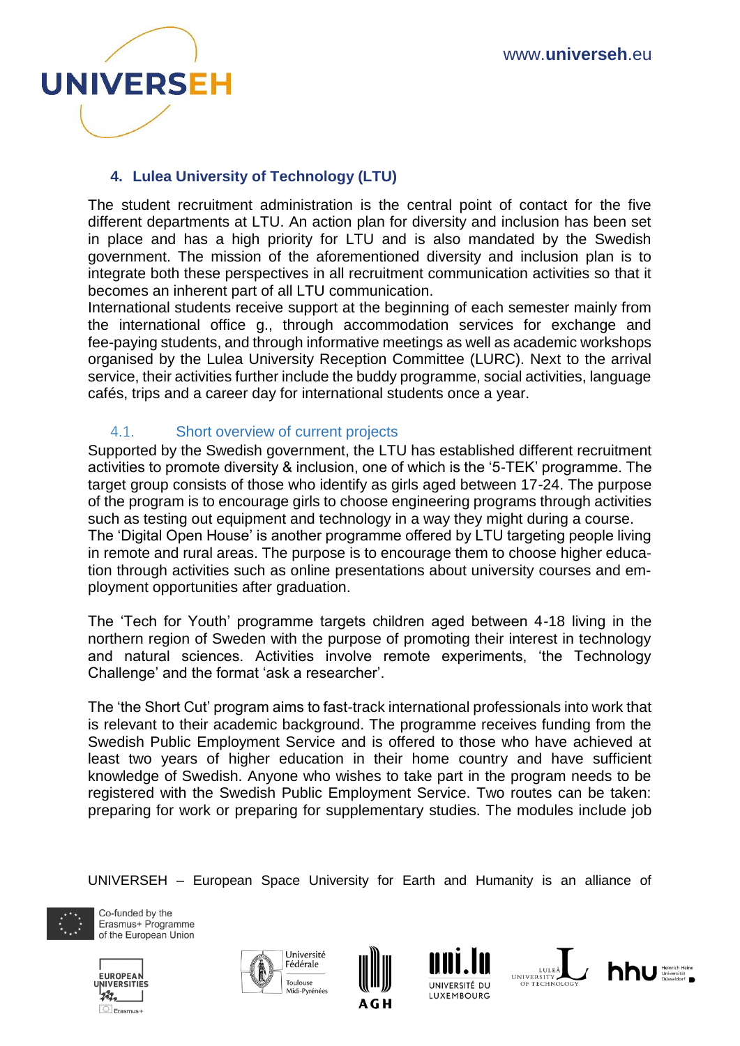## 4. Lulea University of Technology (LTU)

The student recruitment administration is the central point of contact for the five different departments at LTU. An action plan for diversity and inclusion has been set in place and has a high priority for LTU and is also mandated by the Swedish government. The mission of the aforementioned diversity and inclusion plan is to integrate both these perspectives in all recruitment communication activities so that it becomes an inherent part of all LTU communication.
International students receive support at the beginning of each semester mainly from the international office g., through accommodation services for exchange and fee-paying students, and through informative meetings as well as academic workshops organised by the Lulea University Reception Committee (LURC). Next to the arrival service, their activities further include the buddy programme, social activities, language cafés, trips and a career day for international students once a year.

### 4.1. Short overview of current projects

Supported by the Swedish government, the LTU has established different recruitment activities to promote diversity & inclusion, one of which is the '5-TEK' programme. The target group consists of those who identify as girls aged between 17-24. The purpose of the program is to encourage girls to choose engineering programs through activities such as testing out equipment and technology in a way they might during a course.
The 'Digital Open House' is another programme offered by LTU targeting people living in remote and rural areas. The purpose is to encourage them to choose higher education through activities such as online presentations about university courses and employment opportunities after graduation.

The 'Tech for Youth' programme targets children aged between 4-18 living in the northern region of Sweden with the purpose of promoting their interest in technology and natural sciences. Activities involve remote experiments, 'the Technology Challenge' and the format 'ask a researcher'.

The 'the Short Cut' program aims to fast-track international professionals into work that is relevant to their academic background. The programme receives funding from the Swedish Public Employment Service and is offered to those who have achieved at least two years of higher education in their home country and have sufficient knowledge of Swedish. Anyone who wishes to take part in the program needs to be registered with the Swedish Public Employment Service. Two routes can be taken: preparing for work or preparing for supplementary studies. The modules include job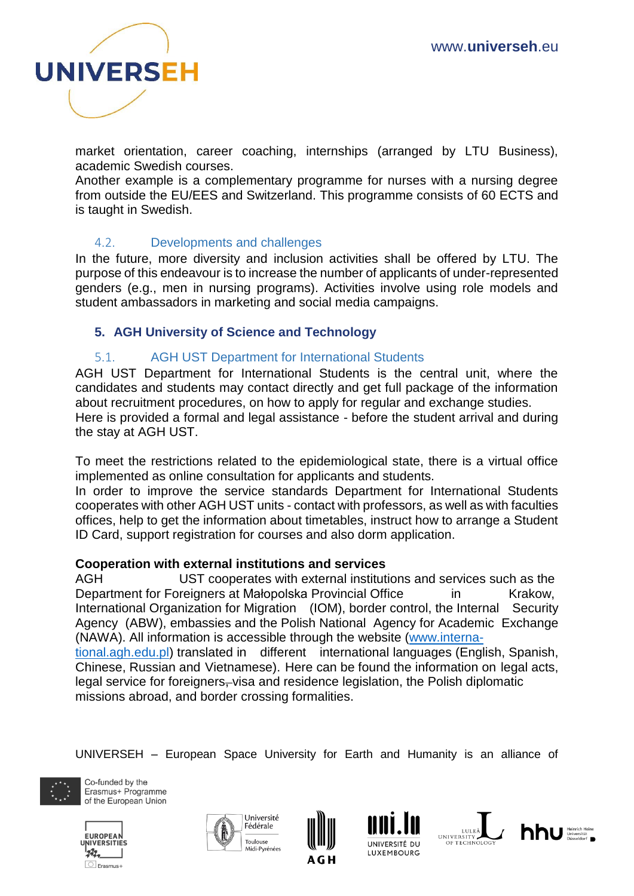market orientation, career coaching, internships (arranged by LTU Business), academic Swedish courses.
Another example is a complementary programme for nurses with a nursing degree from outside the EU/EES and Switzerland. This programme consists of 60 ECTS and is taught in Swedish.

### 4.2. Developments and challenges

In the future, more diversity and inclusion activities shall be offered by LTU. The purpose of this endeavour is to increase the number of applicants of under-represented genders (e.g., men in nursing programs). Activities involve using role models and student ambassadors in marketing and social media campaigns.

## 5. AGH University of Science and Technology

### 5.1. AGH UST Department for International Students

AGH UST Department for International Students is the central unit, where the candidates and students may contact directly and get full package of the information about recruitment procedures, on how to apply for regular and exchange studies.
Here is provided a formal and legal assistance - before the student arrival and during the stay at AGH UST.

To meet the restrictions related to the epidemiological state, there is a virtual office implemented as online consultation for applicants and students.
In order to improve the service standards Department for International Students cooperates with other AGH UST units - contact with professors, as well as with faculties offices, help to get the information about timetables, instruct how to arrange a Student ID Card, support registration for courses and also dorm application.

**Cooperation with external institutions and services**

AGH UST cooperates with external institutions and services such as the Department for Foreigners at Małopolska Provincial Office in Krakow, International Organization for Migration (IOM), border control, the Internal Security Agency (ABW), embassies and the Polish National Agency for Academic Exchange (NAWA). All information is accessible through the website ([www.international.agh.edu.pl](www.international.agh.edu.pl)) translated in different international languages (English, Spanish, Chinese, Russian and Vietnamese). Here can be found the information on legal acts, legal service for foreigners, visa and residence legislation, the Polish diplomatic missions abroad, and border crossing formalities.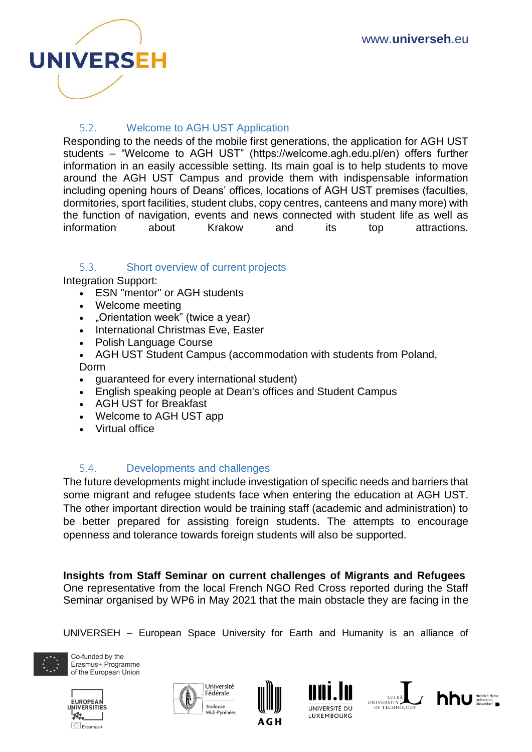### 5.2. Welcome to AGH UST Application

Responding to the needs of the mobile first generations, the application for AGH UST students – "Welcome to AGH UST" (https://welcome.agh.edu.pl/en) offers further information in an easily accessible setting. Its main goal is to help students to move around the AGH UST Campus and provide them with indispensable information including opening hours of Deans' offices, locations of AGH UST premises (faculties, dormitories, sport facilities, student clubs, copy centres, canteens and many more) with the function of navigation, events and news connected with student life as well as information about Krakow and its top attractions.

### 5.3. Short overview of current projects

Integration Support:

- ESN "mentor" or AGH students
- Welcome meeting
- „Orientation week" (twice a year)
- International Christmas Eve, Easter
- Polish Language Course
- AGH UST Student Campus (accommodation with students from Poland, Dorm
- guaranteed for every international student)
- English speaking people at Dean's offices and Student Campus
- AGH UST for Breakfast
- Welcome to AGH UST app
- Virtual office

### 5.4. Developments and challenges

The future developments might include investigation of specific needs and barriers that some migrant and refugee students face when entering the education at AGH UST. The other important direction would be training staff (academic and administration) to be better prepared for assisting foreign students. The attempts to encourage openness and tolerance towards foreign students will also be supported.

**Insights from Staff Seminar on current challenges of Migrants and Refugees**

One representative from the local French NGO Red Cross reported during the Staff Seminar organised by WP6 in May 2021 that the main obstacle they are facing in the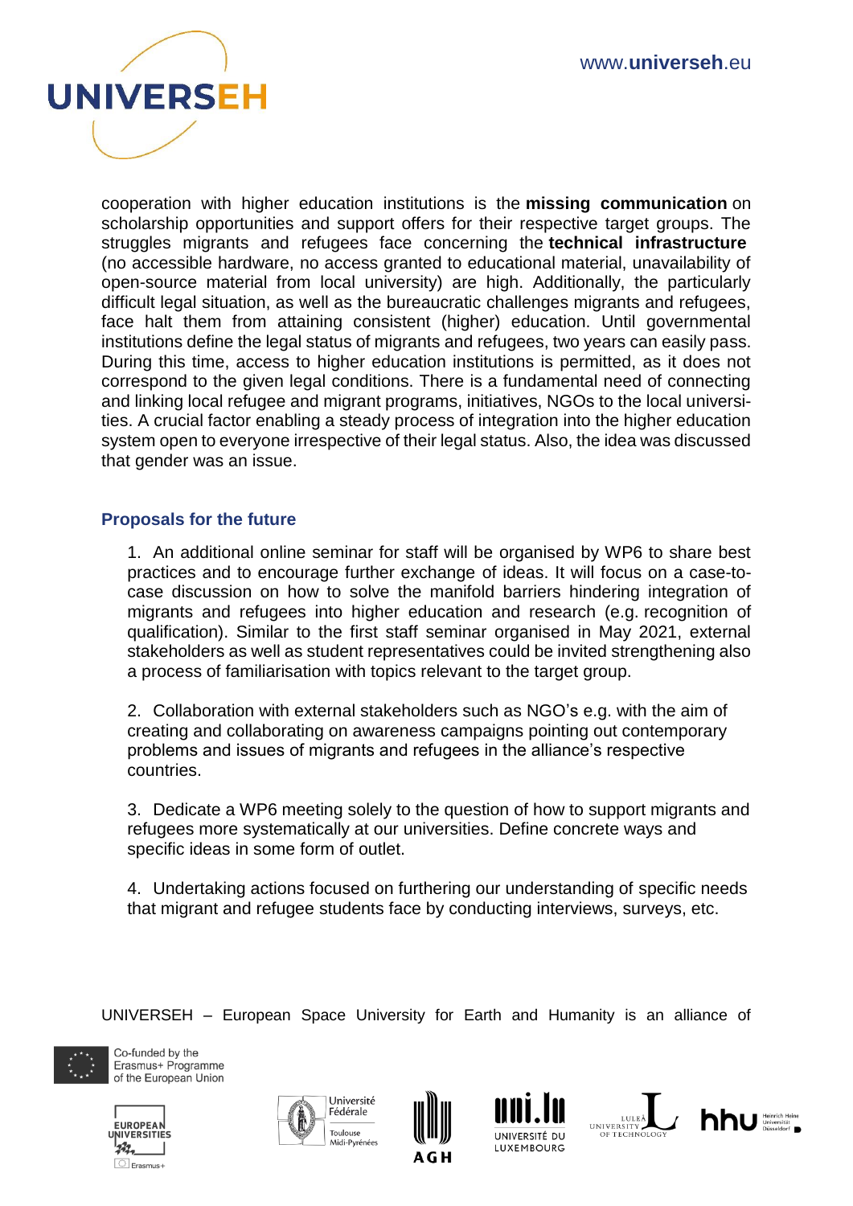cooperation with higher education institutions is the **missing communication** on scholarship opportunities and support offers for their respective target groups. The struggles migrants and refugees face concerning the **technical infrastructure** (no accessible hardware, no access granted to educational material, unavailability of open-source material from local university) are high. Additionally, the particularly difficult legal situation, as well as the bureaucratic challenges migrants and refugees, face halt them from attaining consistent (higher) education. Until governmental institutions define the legal status of migrants and refugees, two years can easily pass. During this time, access to higher education institutions is permitted, as it does not correspond to the given legal conditions. There is a fundamental need of connecting and linking local refugee and migrant programs, initiatives, NGOs to the local universities. A crucial factor enabling a steady process of integration into the higher education system open to everyone irrespective of their legal status. Also, the idea was discussed that gender was an issue.

### Proposals for the future

1. An additional online seminar for staff will be organised by WP6 to share best practices and to encourage further exchange of ideas. It will focus on a case-to-case discussion on how to solve the manifold barriers hindering integration of migrants and refugees into higher education and research (e.g. recognition of qualification). Similar to the first staff seminar organised in May 2021, external stakeholders as well as student representatives could be invited strengthening also a process of familiarisation with topics relevant to the target group.

2. Collaboration with external stakeholders such as NGO's e.g. with the aim of creating and collaborating on awareness campaigns pointing out contemporary problems and issues of migrants and refugees in the alliance's respective countries.

3. Dedicate a WP6 meeting solely to the question of how to support migrants and refugees more systematically at our universities. Define concrete ways and specific ideas in some form of outlet.

4. Undertaking actions focused on furthering our understanding of specific needs that migrant and refugee students face by conducting interviews, surveys, etc.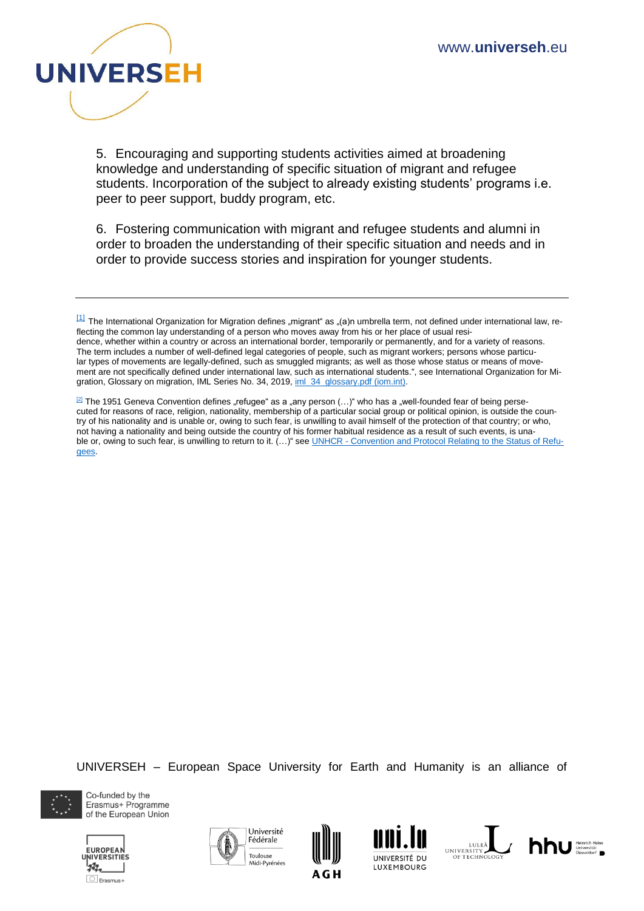5. Encouraging and supporting students activities aimed at broadening knowledge and understanding of specific situation of migrant and refugee students. Incorporation of the subject to already existing students' programs i.e. peer to peer support, buddy program, etc.

6. Fostering communication with migrant and refugee students and alumni in order to broaden the understanding of their specific situation and needs and in order to provide success stories and inspiration for younger students.

---

[1] The International Organization for Migration defines „migrant" as „(a)n umbrella term, not defined under international law, reflecting the common lay understanding of a person who moves away from his or her place of usual residence, whether within a country or across an international border, temporarily or permanently, and for a variety of reasons. The term includes a number of well-defined legal categories of people, such as migrant workers; persons whose particular types of movements are legally-defined, such as smuggled migrants; as well as those whose status or means of movement are not specifically defined under international law, such as international students.", see International Organization for Migration, Glossary on migration, IML Series No. 34, 2019, iml_34_glossary.pdf (iom.int).

[2] The 1951 Geneva Convention defines „refugee" as a „any person (…)" who has a „well-founded fear of being persecuted for reasons of race, religion, nationality, membership of a particular social group or political opinion, is outside the country of his nationality and is unable or, owing to such fear, is unwilling to avail himself of the protection of that country; or who, not having a nationality and being outside the country of his former habitual residence as a result of such events, is unable or, owing to such fear, is unwilling to return to it. (…)" see UNHCR - Convention and Protocol Relating to the Status of Refugees.